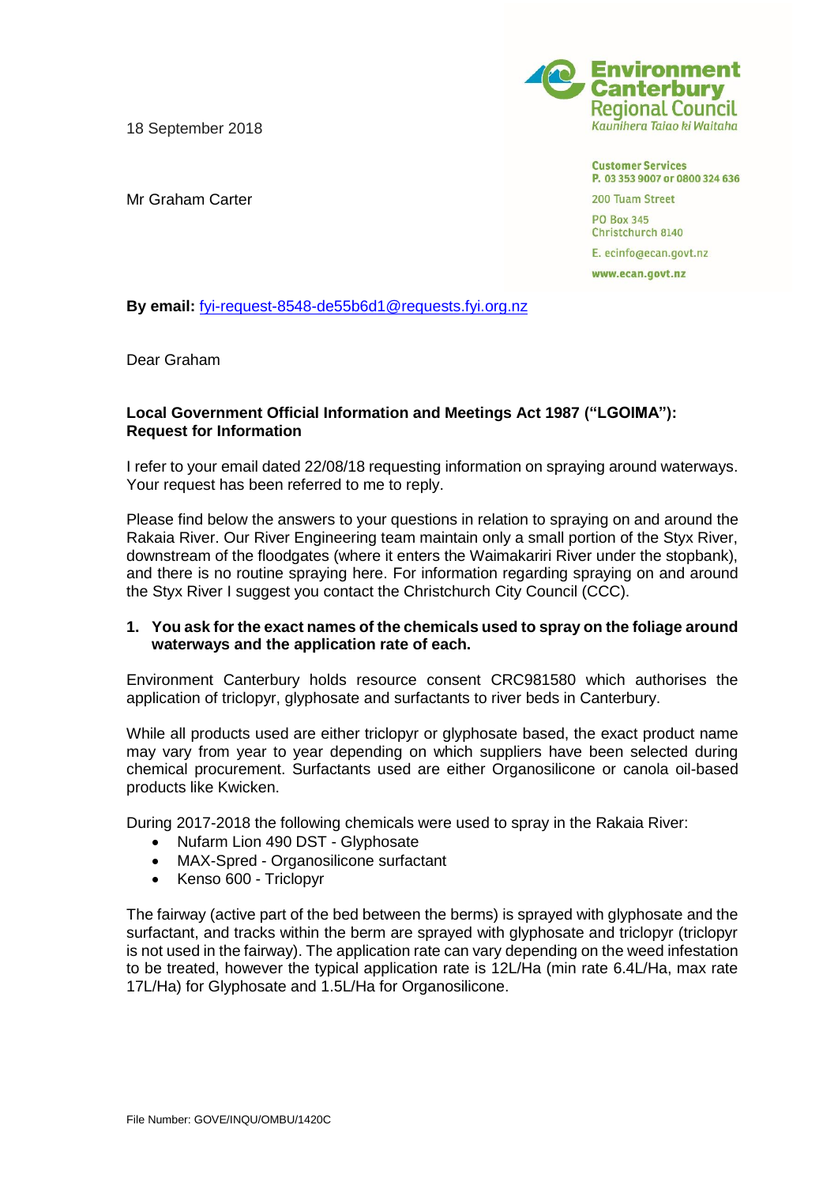18 September 2018

**Environment Canterbury Regional Council**
*Kaunihera Taiao ki Waitaha*

**Customer Services**
**P. 03 353 9007 or 0800 324 636**

200 Tuam Street

PO Box 345
Christchurch 8140

E. ecinfo@ecan.govt.nz

**www.ecan.govt.nz**

Mr Graham Carter

**By email:** fyi-request-8548-de55b6d1@requests.fyi.org.nz

Dear Graham

**Local Government Official Information and Meetings Act 1987 ("LGOIMA"): Request for Information**

I refer to your email dated 22/08/18 requesting information on spraying around waterways. Your request has been referred to me to reply.

Please find below the answers to your questions in relation to spraying on and around the Rakaia River. Our River Engineering team maintain only a small portion of the Styx River, downstream of the floodgates (where it enters the Waimakariri River under the stopbank), and there is no routine spraying here. For information regarding spraying on and around the Styx River I suggest you contact the Christchurch City Council (CCC).

1. **You ask for the exact names of the chemicals used to spray on the foliage around waterways and the application rate of each.**

Environment Canterbury holds resource consent CRC981580 which authorises the application of triclopyr, glyphosate and surfactants to river beds in Canterbury.

While all products used are either triclopyr or glyphosate based, the exact product name may vary from year to year depending on which suppliers have been selected during chemical procurement. Surfactants used are either Organosilicone or canola oil-based products like Kwicken.

During 2017-2018 the following chemicals were used to spray in the Rakaia River:

- Nufarm Lion 490 DST - Glyphosate
- MAX-Spred - Organosilicone surfactant
- Kenso 600 - Triclopyr

The fairway (active part of the bed between the berms) is sprayed with glyphosate and the surfactant, and tracks within the berm are sprayed with glyphosate and triclopyr (triclopyr is not used in the fairway). The application rate can vary depending on the weed infestation to be treated, however the typical application rate is 12L/Ha (min rate 6.4L/Ha, max rate 17L/Ha) for Glyphosate and 1.5L/Ha for Organosilicone.

File Number: GOVE/INQU/OMBU/1420C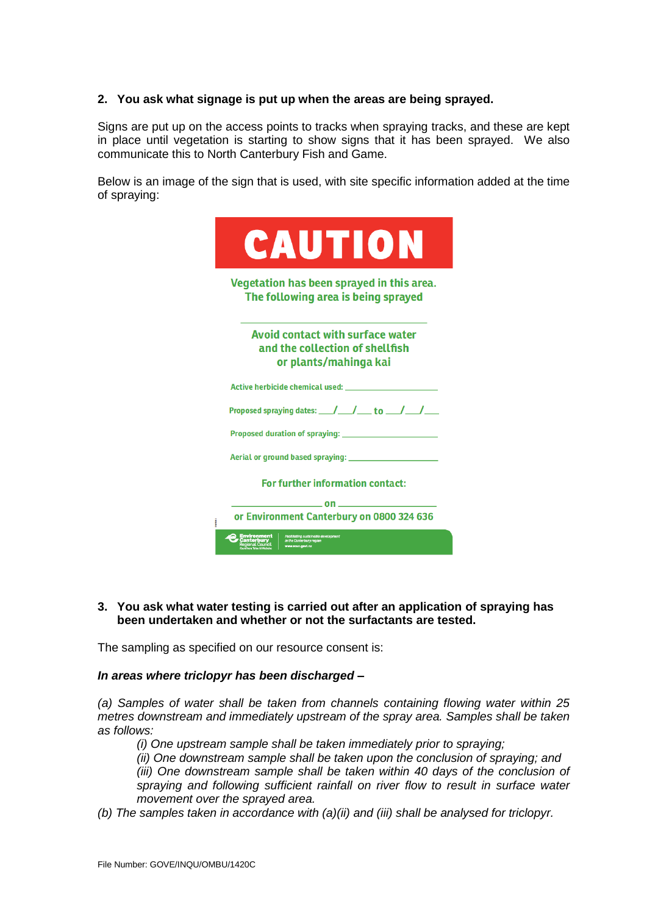**2. You ask what signage is put up when the areas are being sprayed.**

Signs are put up on the access points to tracks when spraying tracks, and these are kept in place until vegetation is starting to show signs that it has been sprayed. We also communicate this to North Canterbury Fish and Game.

Below is an image of the sign that is used, with site specific information added at the time of spraying:

**CAUTION**

Vegetation has been sprayed in this area.
The following area is being sprayed

\_\_\_\_\_\_\_\_\_\_\_\_\_\_\_\_\_\_\_\_\_\_\_\_\_\_\_\_\_\_

Avoid contact with surface water
and the collection of shellfish
or plants/mahinga kai

Active herbicide chemical used: \_\_\_\_\_\_\_\_\_\_\_\_\_\_\_\_

Proposed spraying dates: \_\_\_/\_\_\_/\_\_\_ to \_\_\_/\_\_\_/\_\_\_

Proposed duration of spraying: \_\_\_\_\_\_\_\_\_\_\_\_\_\_\_\_

Aerial or ground based spraying: \_\_\_\_\_\_\_\_\_\_\_\_\_\_\_\_

For further information contact:

\_\_\_\_\_\_\_\_\_\_\_\_\_\_\_\_ on \_\_\_\_\_\_\_\_\_\_\_\_\_\_\_\_

or Environment Canterbury on 0800 324 636

Environment Canterbury Regional Council – Kaunihera Taiao ki Waitaha | Facilitating sustainable development in the Canterbury region | www.ecan.govt.nz

**3. You ask what water testing is carried out after an application of spraying has been undertaken and whether or not the surfactants are tested.**

The sampling as specified on our resource consent is:

***In areas where triclopyr has been discharged –***

*(a) Samples of water shall be taken from channels containing flowing water within 25 metres downstream and immediately upstream of the spray area. Samples shall be taken as follows:*

*(i) One upstream sample shall be taken immediately prior to spraying;*
*(ii) One downstream sample shall be taken upon the conclusion of spraying; and*
*(iii) One downstream sample shall be taken within 40 days of the conclusion of spraying and following sufficient rainfall on river flow to result in surface water movement over the sprayed area.*

*(b) The samples taken in accordance with (a)(ii) and (iii) shall be analysed for triclopyr.*

File Number: GOVE/INQU/OMBU/1420C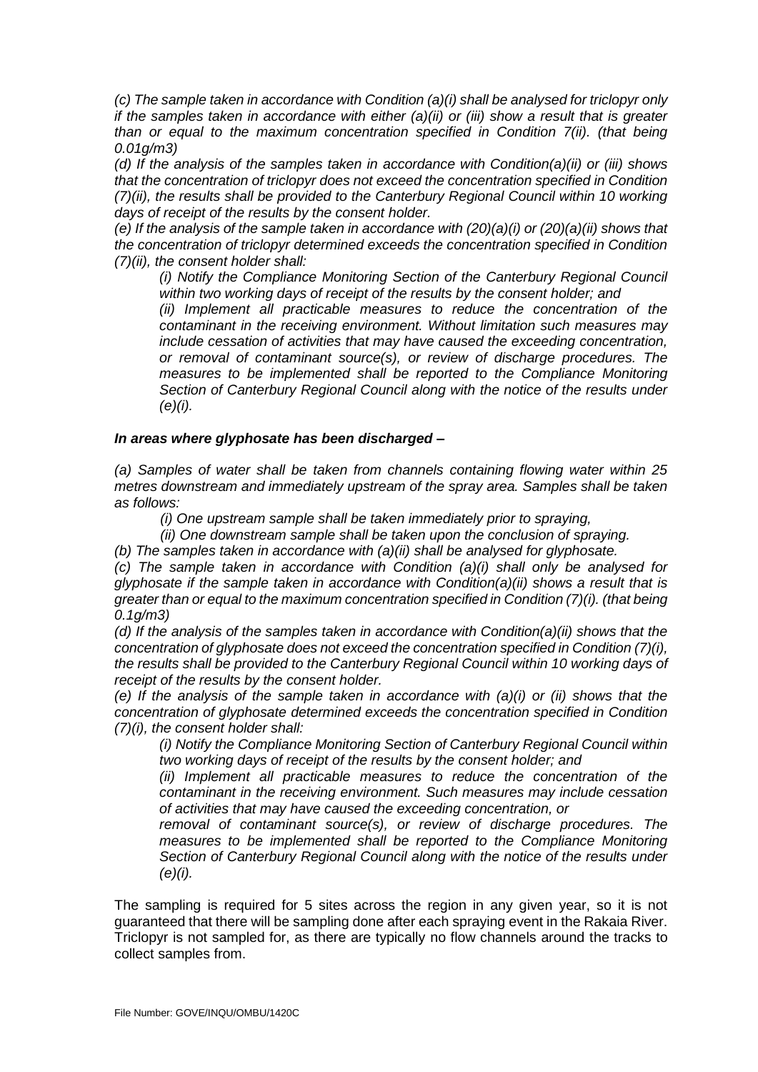*(c) The sample taken in accordance with Condition (a)(i) shall be analysed for triclopyr only if the samples taken in accordance with either (a)(ii) or (iii) show a result that is greater than or equal to the maximum concentration specified in Condition 7(ii). (that being 0.01g/m3)*

*(d) If the analysis of the samples taken in accordance with Condition(a)(ii) or (iii) shows that the concentration of triclopyr does not exceed the concentration specified in Condition (7)(ii), the results shall be provided to the Canterbury Regional Council within 10 working days of receipt of the results by the consent holder.*

*(e) If the analysis of the sample taken in accordance with (20)(a)(i) or (20)(a)(ii) shows that the concentration of triclopyr determined exceeds the concentration specified in Condition (7)(ii), the consent holder shall:*

> *(i) Notify the Compliance Monitoring Section of the Canterbury Regional Council within two working days of receipt of the results by the consent holder; and*
>
> *(ii) Implement all practicable measures to reduce the concentration of the contaminant in the receiving environment. Without limitation such measures may include cessation of activities that may have caused the exceeding concentration, or removal of contaminant source(s), or review of discharge procedures. The measures to be implemented shall be reported to the Compliance Monitoring Section of Canterbury Regional Council along with the notice of the results under (e)(i).*

***In areas where glyphosate has been discharged –***

*(a) Samples of water shall be taken from channels containing flowing water within 25 metres downstream and immediately upstream of the spray area. Samples shall be taken as follows:*

> *(i) One upstream sample shall be taken immediately prior to spraying,*
>
> *(ii) One downstream sample shall be taken upon the conclusion of spraying.*

*(b) The samples taken in accordance with (a)(ii) shall be analysed for glyphosate.*

*(c) The sample taken in accordance with Condition (a)(i) shall only be analysed for glyphosate if the sample taken in accordance with Condition(a)(ii) shows a result that is greater than or equal to the maximum concentration specified in Condition (7)(i). (that being 0.1g/m3)*

*(d) If the analysis of the samples taken in accordance with Condition(a)(ii) shows that the concentration of glyphosate does not exceed the concentration specified in Condition (7)(i), the results shall be provided to the Canterbury Regional Council within 10 working days of receipt of the results by the consent holder.*

*(e) If the analysis of the sample taken in accordance with (a)(i) or (ii) shows that the concentration of glyphosate determined exceeds the concentration specified in Condition (7)(i), the consent holder shall:*

> *(i) Notify the Compliance Monitoring Section of Canterbury Regional Council within two working days of receipt of the results by the consent holder; and*
>
> *(ii) Implement all practicable measures to reduce the concentration of the contaminant in the receiving environment. Such measures may include cessation of activities that may have caused the exceeding concentration, or removal of contaminant source(s), or review of discharge procedures. The measures to be implemented shall be reported to the Compliance Monitoring Section of Canterbury Regional Council along with the notice of the results under (e)(i).*

The sampling is required for 5 sites across the region in any given year, so it is not guaranteed that there will be sampling done after each spraying event in the Rakaia River. Triclopyr is not sampled for, as there are typically no flow channels around the tracks to collect samples from.

File Number: GOVE/INQU/OMBU/1420C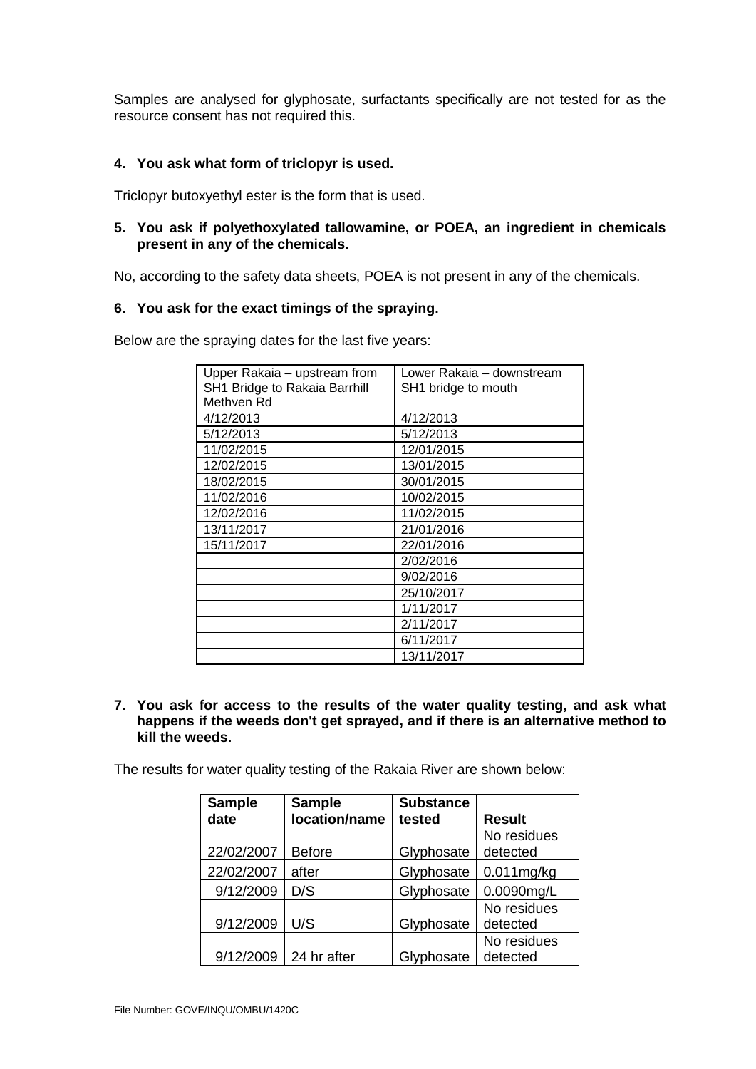Samples are analysed for glyphosate, surfactants specifically are not tested for as the resource consent has not required this.

**4. You ask what form of triclopyr is used.**

Triclopyr butoxyethyl ester is the form that is used.

**5. You ask if polyethoxylated tallowamine, or POEA, an ingredient in chemicals present in any of the chemicals.**

No, according to the safety data sheets, POEA is not present in any of the chemicals.

**6. You ask for the exact timings of the spraying.**

Below are the spraying dates for the last five years:

| Upper Rakaia – upstream from SH1 Bridge to Rakaia Barrhill Methven Rd | Lower Rakaia – downstream SH1 bridge to mouth |
|---|---|
| 4/12/2013 | 4/12/2013 |
| 5/12/2013 | 5/12/2013 |
| 11/02/2015 | 12/01/2015 |
| 12/02/2015 | 13/01/2015 |
| 18/02/2015 | 30/01/2015 |
| 11/02/2016 | 10/02/2015 |
| 12/02/2016 | 11/02/2015 |
| 13/11/2017 | 21/01/2016 |
| 15/11/2017 | 22/01/2016 |
| | 2/02/2016 |
| | 9/02/2016 |
| | 25/10/2017 |
| | 1/11/2017 |
| | 2/11/2017 |
| | 6/11/2017 |
| | 13/11/2017 |

**7. You ask for access to the results of the water quality testing, and ask what happens if the weeds don't get sprayed, and if there is an alternative method to kill the weeds.**

The results for water quality testing of the Rakaia River are shown below:

| Sample date | Sample location/name | Substance tested | Result |
|---|---|---|---|
| 22/02/2007 | Before | Glyphosate | No residues detected |
| 22/02/2007 | after | Glyphosate | 0.011mg/kg |
| 9/12/2009 | D/S | Glyphosate | 0.0090mg/L |
| 9/12/2009 | U/S | Glyphosate | No residues detected |
| 9/12/2009 | 24 hr after | Glyphosate | No residues detected |

File Number: GOVE/INQU/OMBU/1420C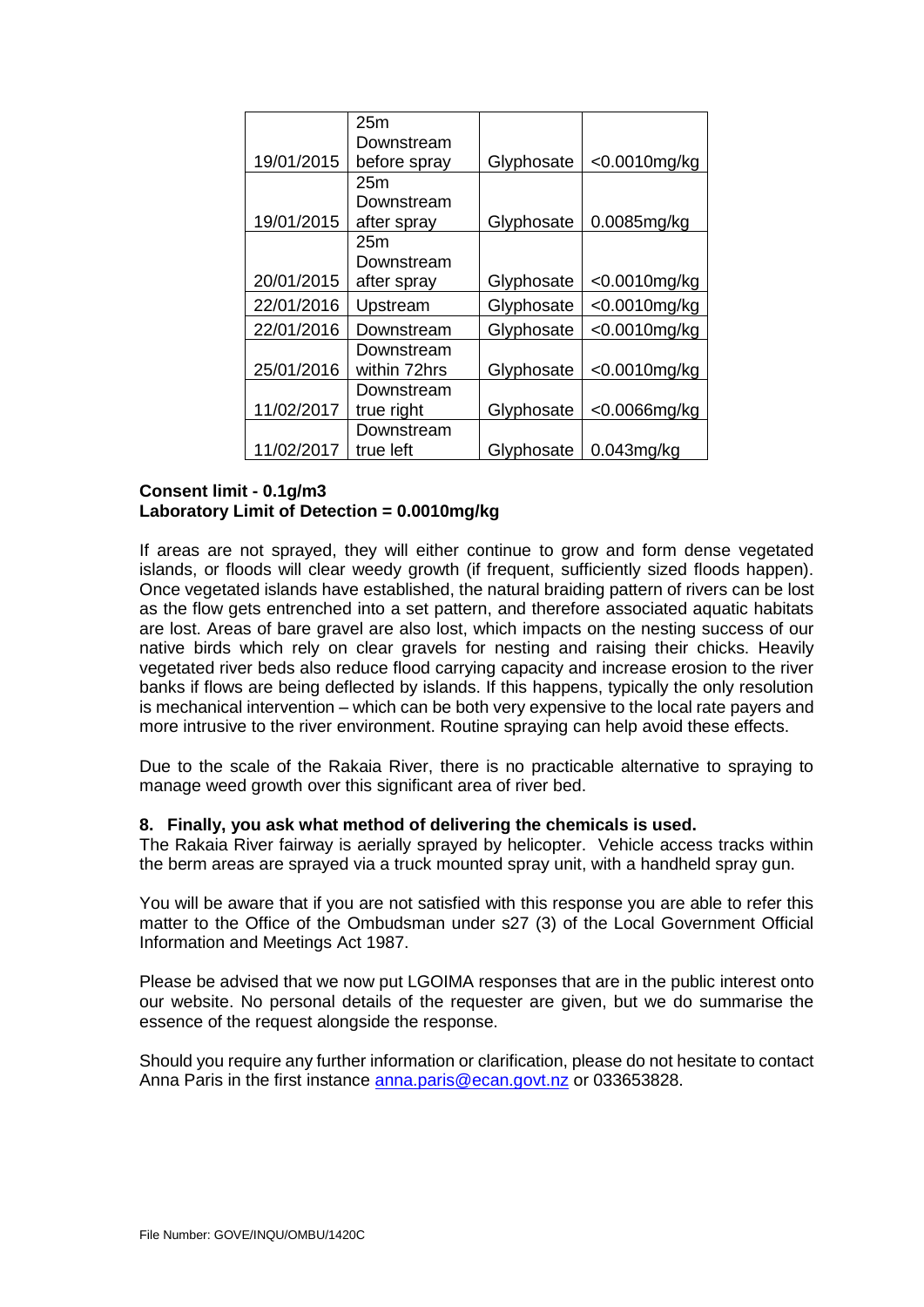| | | | |
|---|---|---|---|
| 19/01/2015 | 25m Downstream before spray | Glyphosate | <0.0010mg/kg |
| 19/01/2015 | 25m Downstream after spray | Glyphosate | 0.0085mg/kg |
| 20/01/2015 | 25m Downstream after spray | Glyphosate | <0.0010mg/kg |
| 22/01/2016 | Upstream | Glyphosate | <0.0010mg/kg |
| 22/01/2016 | Downstream | Glyphosate | <0.0010mg/kg |
| 25/01/2016 | Downstream within 72hrs | Glyphosate | <0.0010mg/kg |
| 11/02/2017 | Downstream true right | Glyphosate | <0.0066mg/kg |
| 11/02/2017 | Downstream true left | Glyphosate | 0.043mg/kg |

**Consent limit - 0.1g/m3**
**Laboratory Limit of Detection = 0.0010mg/kg**

If areas are not sprayed, they will either continue to grow and form dense vegetated islands, or floods will clear weedy growth (if frequent, sufficiently sized floods happen). Once vegetated islands have established, the natural braiding pattern of rivers can be lost as the flow gets entrenched into a set pattern, and therefore associated aquatic habitats are lost. Areas of bare gravel are also lost, which impacts on the nesting success of our native birds which rely on clear gravels for nesting and raising their chicks. Heavily vegetated river beds also reduce flood carrying capacity and increase erosion to the river banks if flows are being deflected by islands. If this happens, typically the only resolution is mechanical intervention – which can be both very expensive to the local rate payers and more intrusive to the river environment. Routine spraying can help avoid these effects.

Due to the scale of the Rakaia River, there is no practicable alternative to spraying to manage weed growth over this significant area of river bed.

**8. Finally, you ask what method of delivering the chemicals is used.**

The Rakaia River fairway is aerially sprayed by helicopter. Vehicle access tracks within the berm areas are sprayed via a truck mounted spray unit, with a handheld spray gun.

You will be aware that if you are not satisfied with this response you are able to refer this matter to the Office of the Ombudsman under s27 (3) of the Local Government Official Information and Meetings Act 1987.

Please be advised that we now put LGOIMA responses that are in the public interest onto our website. No personal details of the requester are given, but we do summarise the essence of the request alongside the response.

Should you require any further information or clarification, please do not hesitate to contact Anna Paris in the first instance anna.paris@ecan.govt.nz or 033653828.

File Number: GOVE/INQU/OMBU/1420C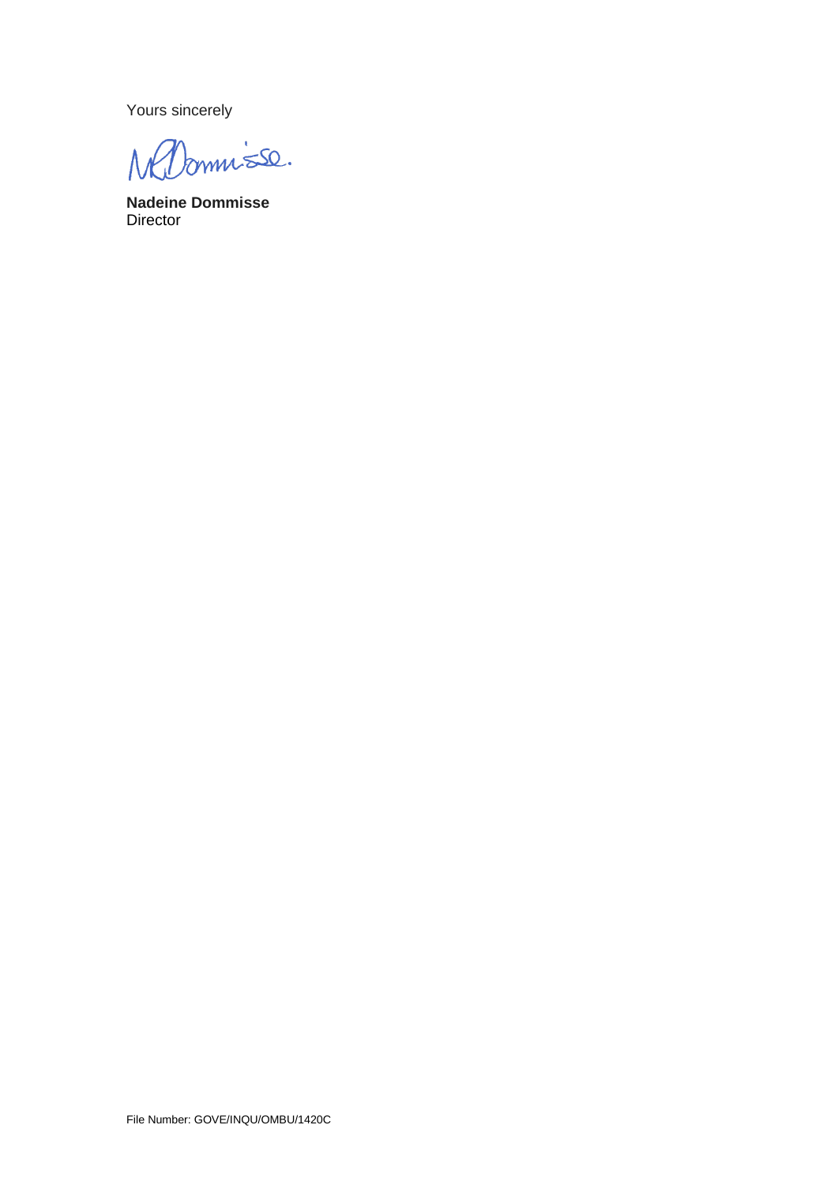Yours sincerely

**Nadeine Dommisse**
Director

File Number: GOVE/INQU/OMBU/1420C